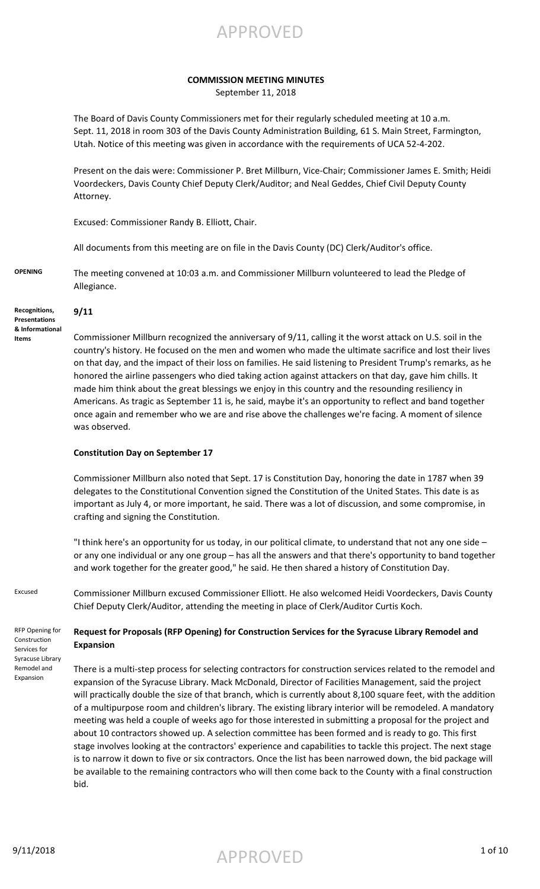APPROVED

**COMMISSION MEETING MINUTES**

September 11, 2018

The Board of Davis County Commissioners met for their regularly scheduled meeting at 10 a.m. Sept. 11, 2018 in room 303 of the Davis County Administration Building, 61 S. Main Street, Farmington, Utah. Notice of this meeting was given in accordance with the requirements of UCA 52-4-202.

Present on the dais were: Commissioner P. Bret Millburn, Vice-Chair; Commissioner James E. Smith; Heidi Voordeckers, Davis County Chief Deputy Clerk/Auditor; and Neal Geddes, Chief Civil Deputy County Attorney.

Excused: Commissioner Randy B. Elliott, Chair.

All documents from this meeting are on file in the Davis County (DC) Clerk/Auditor's office.

**OPENING**

The meeting convened at 10:03 a.m. and Commissioner Millburn volunteered to lead the Pledge of Allegiance.

**Recognitions, Presentations & Informational Items**

**9/11**

Commissioner Millburn recognized the anniversary of 9/11, calling it the worst attack on U.S. soil in the country's history. He focused on the men and women who made the ultimate sacrifice and lost their lives on that day, and the impact of their loss on families. He said listening to President Trump's remarks, as he honored the airline passengers who died taking action against attackers on that day, gave him chills. It made him think about the great blessings we enjoy in this country and the resounding resiliency in Americans. As tragic as September 11 is, he said, maybe it's an opportunity to reflect and band together once again and remember who we are and rise above the challenges we're facing. A moment of silence was observed.

**Constitution Day on September 17**

Commissioner Millburn also noted that Sept. 17 is Constitution Day, honoring the date in 1787 when 39 delegates to the Constitutional Convention signed the Constitution of the United States. This date is as important as July 4, or more important, he said. There was a lot of discussion, and some compromise, in crafting and signing the Constitution.

"I think here's an opportunity for us today, in our political climate, to understand that not any one side – or any one individual or any one group – has all the answers and that there's opportunity to band together and work together for the greater good," he said. He then shared a history of Constitution Day.

Excused

Commissioner Millburn excused Commissioner Elliott. He also welcomed Heidi Voordeckers, Davis County Chief Deputy Clerk/Auditor, attending the meeting in place of Clerk/Auditor Curtis Koch.

RFP Opening for Construction Services for Syracuse Library Remodel and Expansion

**Request for Proposals (RFP Opening) for Construction Services for the Syracuse Library Remodel and Expansion**

There is a multi-step process for selecting contractors for construction services related to the remodel and expansion of the Syracuse Library. Mack McDonald, Director of Facilities Management, said the project will practically double the size of that branch, which is currently about 8,100 square feet, with the addition of a multipurpose room and children's library. The existing library interior will be remodeled. A mandatory meeting was held a couple of weeks ago for those interested in submitting a proposal for the project and about 10 contractors showed up. A selection committee has been formed and is ready to go. This first stage involves looking at the contractors' experience and capabilities to tackle this project. The next stage is to narrow it down to five or six contractors. Once the list has been narrowed down, the bid package will be available to the remaining contractors who will then come back to the County with a final construction bid.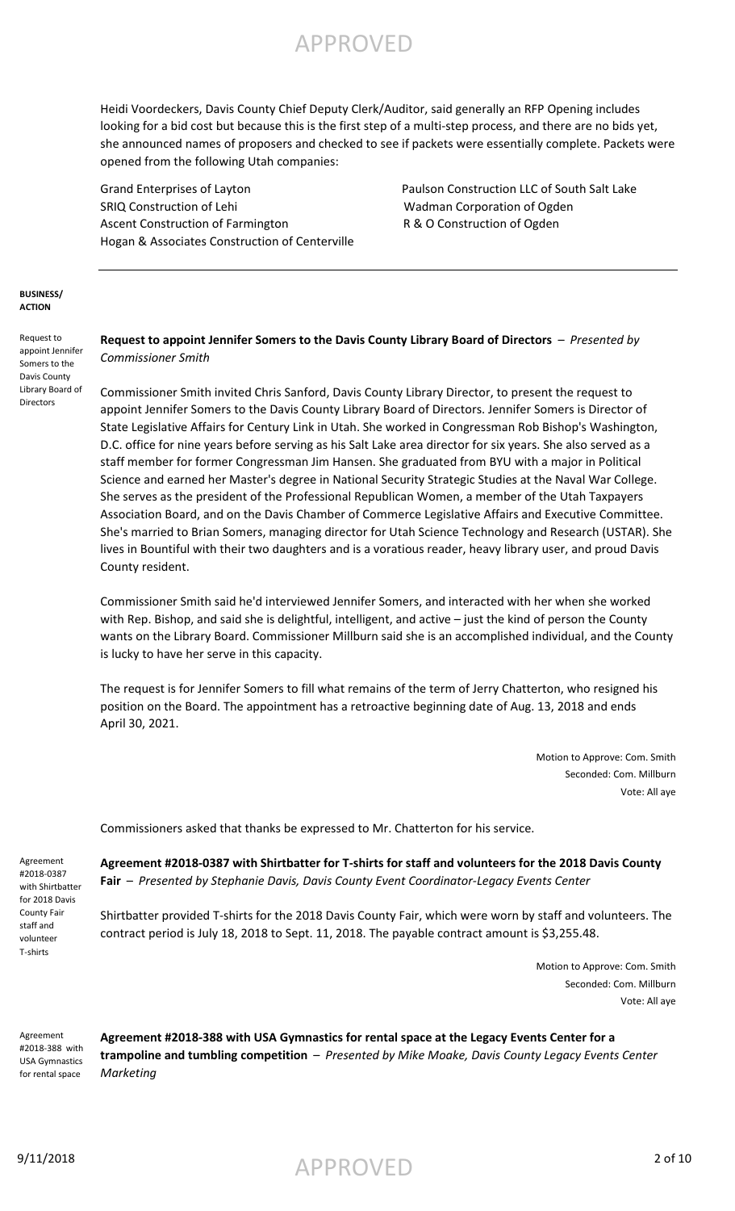Heidi Voordeckers, Davis County Chief Deputy Clerk/Auditor, said generally an RFP Opening includes looking for a bid cost but because this is the first step of a multi-step process, and there are no bids yet, she announced names of proposers and checked to see if packets were essentially complete. Packets were opened from the following Utah companies:

- Grand Enterprises of Layton
- SRIQ Construction of Lehi
- Ascent Construction of Farmington
- Hogan & Associates Construction of Centerville
- Paulson Construction LLC of South Salt Lake
- Wadman Corporation of Ogden
- R & O Construction of Ogden

---

**BUSINESS/ ACTION**

Request to appoint Jennifer Somers to the Davis County Library Board of Directors

**Request to appoint Jennifer Somers to the Davis County Library Board of Directors** – *Presented by Commissioner Smith*

Commissioner Smith invited Chris Sanford, Davis County Library Director, to present the request to appoint Jennifer Somers to the Davis County Library Board of Directors. Jennifer Somers is Director of State Legislative Affairs for Century Link in Utah. She worked in Congressman Rob Bishop's Washington, D.C. office for nine years before serving as his Salt Lake area director for six years. She also served as a staff member for former Congressman Jim Hansen. She graduated from BYU with a major in Political Science and earned her Master's degree in National Security Strategic Studies at the Naval War College. She serves as the president of the Professional Republican Women, a member of the Utah Taxpayers Association Board, and on the Davis Chamber of Commerce Legislative Affairs and Executive Committee. She's married to Brian Somers, managing director for Utah Science Technology and Research (USTAR). She lives in Bountiful with their two daughters and is a voratious reader, heavy library user, and proud Davis County resident.

Commissioner Smith said he'd interviewed Jennifer Somers, and interacted with her when she worked with Rep. Bishop, and said she is delightful, intelligent, and active – just the kind of person the County wants on the Library Board. Commissioner Millburn said she is an accomplished individual, and the County is lucky to have her serve in this capacity.

The request is for Jennifer Somers to fill what remains of the term of Jerry Chatterton, who resigned his position on the Board. The appointment has a retroactive beginning date of Aug. 13, 2018 and ends April 30, 2021.

Motion to Approve: Com. Smith
Seconded: Com. Millburn
Vote: All aye

Commissioners asked that thanks be expressed to Mr. Chatterton for his service.

Agreement #2018-0387 with Shirtbatter for 2018 Davis County Fair staff and volunteer T-shirts

**Agreement #2018-0387 with Shirtbatter for T-shirts for staff and volunteers for the 2018 Davis County Fair** – *Presented by Stephanie Davis, Davis County Event Coordinator-Legacy Events Center*

Shirtbatter provided T-shirts for the 2018 Davis County Fair, which were worn by staff and volunteers. The contract period is July 18, 2018 to Sept. 11, 2018. The payable contract amount is $3,255.48.

Motion to Approve: Com. Smith
Seconded: Com. Millburn
Vote: All aye

Agreement #2018-388 with USA Gymnastics for rental space

**Agreement #2018-388 with USA Gymnastics for rental space at the Legacy Events Center for a trampoline and tumbling competition** – *Presented by Mike Moake, Davis County Legacy Events Center Marketing*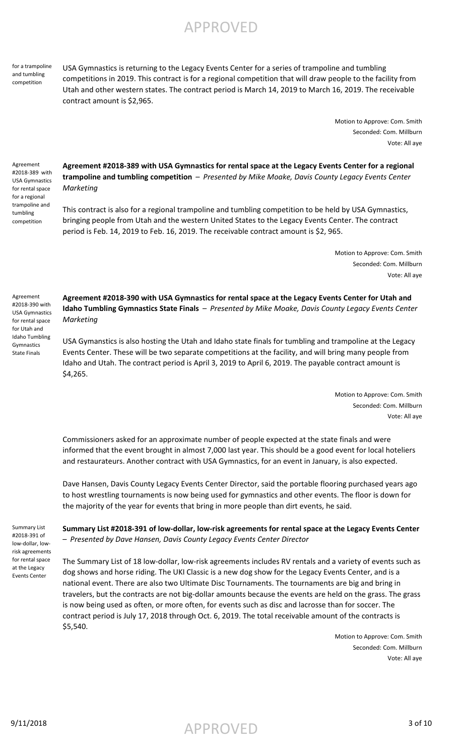for a trampoline and tumbling competition

USA Gymnastics is returning to the Legacy Events Center for a series of trampoline and tumbling competitions in 2019. This contract is for a regional competition that will draw people to the facility from Utah and other western states. The contract period is March 14, 2019 to March 16, 2019. The receivable contract amount is $2,965.

Motion to Approve: Com. Smith
Seconded: Com. Millburn
Vote: All aye

Agreement #2018-389 with USA Gymnastics for rental space for a regional trampoline and tumbling competition

**Agreement #2018-389 with USA Gymnastics for rental space at the Legacy Events Center for a regional trampoline and tumbling competition** – *Presented by Mike Moake, Davis County Legacy Events Center Marketing*

This contract is also for a regional trampoline and tumbling competition to be held by USA Gymnastics, bringing people from Utah and the western United States to the Legacy Events Center. The contract period is Feb. 14, 2019 to Feb. 16, 2019. The receivable contract amount is $2, 965.

Motion to Approve: Com. Smith
Seconded: Com. Millburn
Vote: All aye

Agreement #2018-390 with USA Gymnastics for rental space for Utah and Idaho Tumbling Gymnastics State Finals

**Agreement #2018-390 with USA Gymnastics for rental space at the Legacy Events Center for Utah and Idaho Tumbling Gymnastics State Finals** – *Presented by Mike Moake, Davis County Legacy Events Center Marketing*

USA Gymanstics is also hosting the Utah and Idaho state finals for tumbling and trampoline at the Legacy Events Center. These will be two separate competitions at the facility, and will bring many people from Idaho and Utah. The contract period is April 3, 2019 to April 6, 2019. The payable contract amount is $4,265.

Motion to Approve: Com. Smith
Seconded: Com. Millburn
Vote: All aye

Commissioners asked for an approximate number of people expected at the state finals and were informed that the event brought in almost 7,000 last year. This should be a good event for local hoteliers and restaurateurs. Another contract with USA Gymnastics, for an event in January, is also expected.

Dave Hansen, Davis County Legacy Events Center Director, said the portable flooring purchased years ago to host wrestling tournaments is now being used for gymnastics and other events. The floor is down for the majority of the year for events that bring in more people than dirt events, he said.

Summary List #2018-391 of low-dollar, low-risk agreements for rental space at the Legacy Events Center

**Summary List #2018-391 of low-dollar, low-risk agreements for rental space at the Legacy Events Center** – *Presented by Dave Hansen, Davis County Legacy Events Center Director*

The Summary List of 18 low-dollar, low-risk agreements includes RV rentals and a variety of events such as dog shows and horse riding. The UKI Classic is a new dog show for the Legacy Events Center, and is a national event. There are also two Ultimate Disc Tournaments. The tournaments are big and bring in travelers, but the contracts are not big-dollar amounts because the events are held on the grass. The grass is now being used as often, or more often, for events such as disc and lacrosse than for soccer. The contract period is July 17, 2018 through Oct. 6, 2019. The total receivable amount of the contracts is $5,540.

Motion to Approve: Com. Smith
Seconded: Com. Millburn
Vote: All aye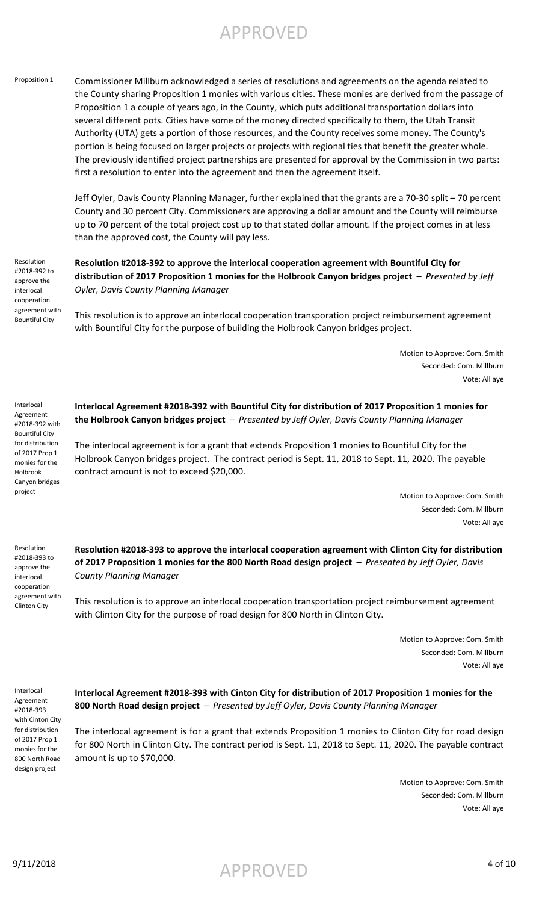APPROVED

Proposition 1

Commissioner Millburn acknowledged a series of resolutions and agreements on the agenda related to the County sharing Proposition 1 monies with various cities. These monies are derived from the passage of Proposition 1 a couple of years ago, in the County, which puts additional transportation dollars into several different pots. Cities have some of the money directed specifically to them, the Utah Transit Authority (UTA) gets a portion of those resources, and the County receives some money. The County's portion is being focused on larger projects or projects with regional ties that benefit the greater whole. The previously identified project partnerships are presented for approval by the Commission in two parts: first a resolution to enter into the agreement and then the agreement itself.

Jeff Oyler, Davis County Planning Manager, further explained that the grants are a 70-30 split – 70 percent County and 30 percent City. Commissioners are approving a dollar amount and the County will reimburse up to 70 percent of the total project cost up to that stated dollar amount. If the project comes in at less than the approved cost, the County will pay less.

Resolution #2018-392 to approve the interlocal cooperation agreement with Bountiful City

**Resolution #2018-392 to approve the interlocal cooperation agreement with Bountiful City for distribution of 2017 Proposition 1 monies for the Holbrook Canyon bridges project** – *Presented by Jeff Oyler, Davis County Planning Manager*

This resolution is to approve an interlocal cooperation transporation project reimbursement agreement with Bountiful City for the purpose of building the Holbrook Canyon bridges project.

Motion to Approve: Com. Smith
Seconded: Com. Millburn
Vote: All aye

Interlocal Agreement #2018-392 with Bountiful City for distribution of 2017 Prop 1 monies for the Holbrook Canyon bridges project

**Interlocal Agreement #2018-392 with Bountiful City for distribution of 2017 Proposition 1 monies for the Holbrook Canyon bridges project** – *Presented by Jeff Oyler, Davis County Planning Manager*

The interlocal agreement is for a grant that extends Proposition 1 monies to Bountiful City for the Holbrook Canyon bridges project. The contract period is Sept. 11, 2018 to Sept. 11, 2020. The payable contract amount is not to exceed $20,000.

Motion to Approve: Com. Smith
Seconded: Com. Millburn
Vote: All aye

Resolution #2018-393 to approve the interlocal cooperation agreement with Clinton City

**Resolution #2018-393 to approve the interlocal cooperation agreement with Clinton City for distribution of 2017 Proposition 1 monies for the 800 North Road design project** – *Presented by Jeff Oyler, Davis County Planning Manager*

This resolution is to approve an interlocal cooperation transportation project reimbursement agreement with Clinton City for the purpose of road design for 800 North in Clinton City.

Motion to Approve: Com. Smith
Seconded: Com. Millburn
Vote: All aye

Interlocal Agreement #2018-393 with Cinton City for distribution of 2017 Prop 1 monies for the 800 North Road design project

**Interlocal Agreement #2018-393 with Cinton City for distribution of 2017 Proposition 1 monies for the 800 North Road design project** – *Presented by Jeff Oyler, Davis County Planning Manager*

The interlocal agreement is for a grant that extends Proposition 1 monies to Clinton City for road design for 800 North in Clinton City. The contract period is Sept. 11, 2018 to Sept. 11, 2020. The payable contract amount is up to $70,000.

Motion to Approve: Com. Smith
Seconded: Com. Millburn
Vote: All aye

9/11/2018 APPROVED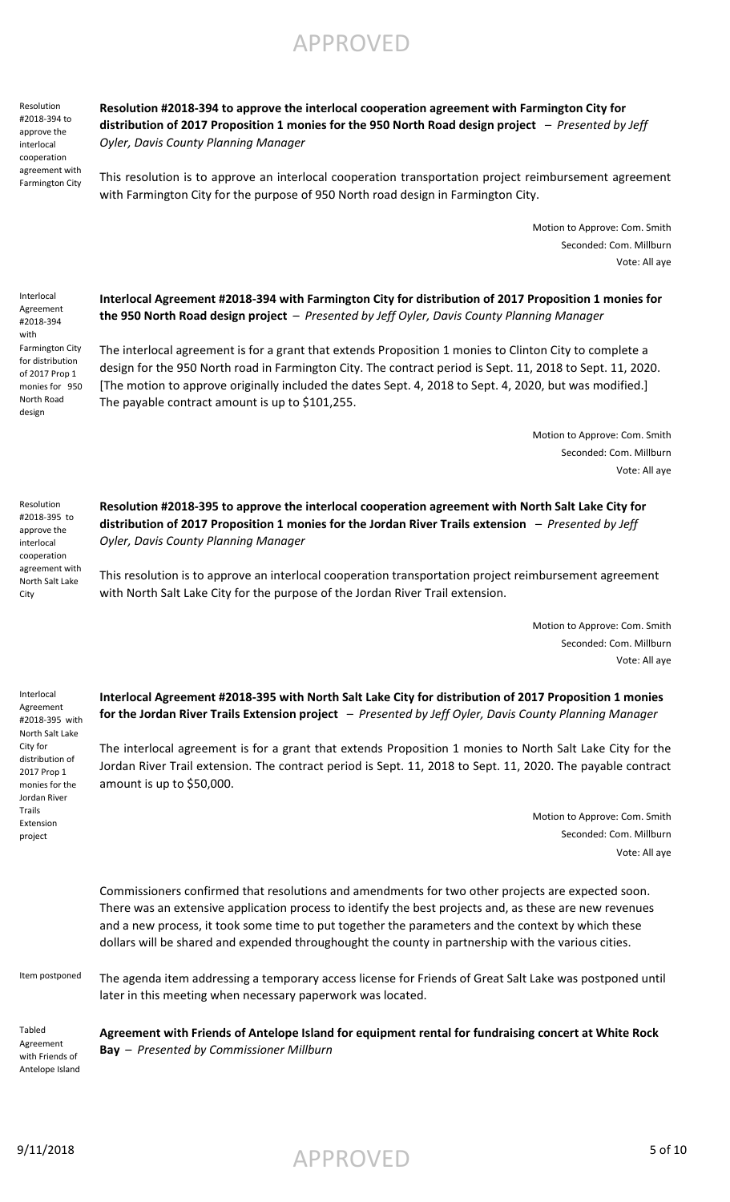APPROVED

Resolution #2018-394 to approve the interlocal cooperation agreement with Farmington City

**Resolution #2018-394 to approve the interlocal cooperation agreement with Farmington City for distribution of 2017 Proposition 1 monies for the 950 North Road design project** – *Presented by Jeff Oyler, Davis County Planning Manager*

This resolution is to approve an interlocal cooperation transportation project reimbursement agreement with Farmington City for the purpose of 950 North road design in Farmington City.

Motion to Approve: Com. Smith
Seconded: Com. Millburn
Vote: All aye

Interlocal Agreement #2018-394 with Farmington City for distribution of 2017 Prop 1 monies for 950 North Road design

**Interlocal Agreement #2018-394 with Farmington City for distribution of 2017 Proposition 1 monies for the 950 North Road design project** – *Presented by Jeff Oyler, Davis County Planning Manager*

The interlocal agreement is for a grant that extends Proposition 1 monies to Clinton City to complete a design for the 950 North road in Farmington City. The contract period is Sept. 11, 2018 to Sept. 11, 2020. [The motion to approve originally included the dates Sept. 4, 2018 to Sept. 4, 2020, but was modified.] The payable contract amount is up to $101,255.

Motion to Approve: Com. Smith
Seconded: Com. Millburn
Vote: All aye

Resolution #2018-395 to approve the interlocal cooperation agreement with North Salt Lake City

**Resolution #2018-395 to approve the interlocal cooperation agreement with North Salt Lake City for distribution of 2017 Proposition 1 monies for the Jordan River Trails extension** – *Presented by Jeff Oyler, Davis County Planning Manager*

This resolution is to approve an interlocal cooperation transportation project reimbursement agreement with North Salt Lake City for the purpose of the Jordan River Trail extension.

Motion to Approve: Com. Smith
Seconded: Com. Millburn
Vote: All aye

Interlocal Agreement #2018-395 with North Salt Lake City for distribution of 2017 Prop 1 monies for the Jordan River Trails Extension project

**Interlocal Agreement #2018-395 with North Salt Lake City for distribution of 2017 Proposition 1 monies for the Jordan River Trails Extension project** – *Presented by Jeff Oyler, Davis County Planning Manager*

The interlocal agreement is for a grant that extends Proposition 1 monies to North Salt Lake City for the Jordan River Trail extension. The contract period is Sept. 11, 2018 to Sept. 11, 2020. The payable contract amount is up to $50,000.

Motion to Approve: Com. Smith
Seconded: Com. Millburn
Vote: All aye

Commissioners confirmed that resolutions and amendments for two other projects are expected soon. There was an extensive application process to identify the best projects and, as these are new revenues and a new process, it took some time to put together the parameters and the context by which these dollars will be shared and expended throughought the county in partnership with the various cities.

Item postponed

The agenda item addressing a temporary access license for Friends of Great Salt Lake was postponed until later in this meeting when necessary paperwork was located.

Tabled Agreement with Friends of Antelope Island

**Agreement with Friends of Antelope Island for equipment rental for fundraising concert at White Rock Bay** – *Presented by Commissioner Millburn*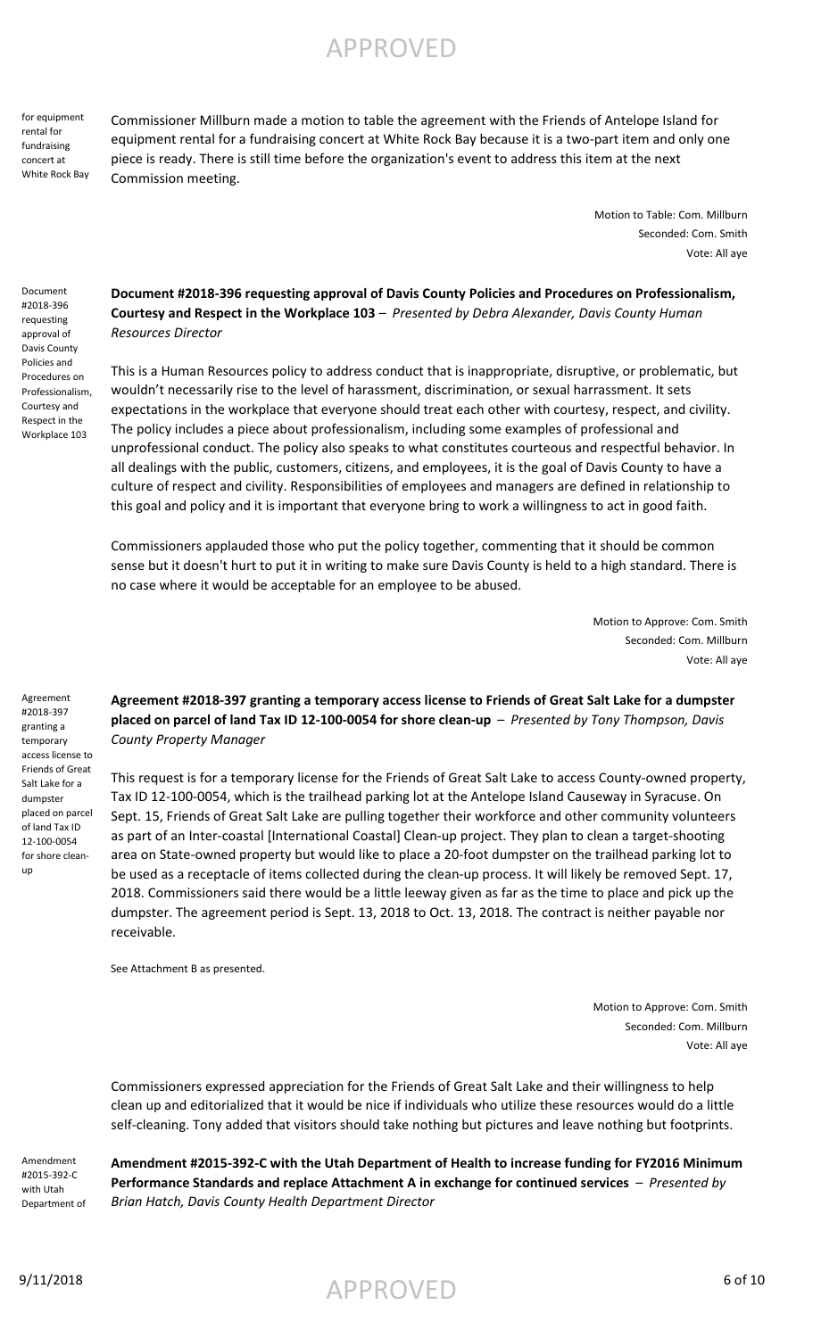for equipment rental for fundraising concert at White Rock Bay

Commissioner Millburn made a motion to table the agreement with the Friends of Antelope Island for equipment rental for a fundraising concert at White Rock Bay because it is a two-part item and only one piece is ready. There is still time before the organization's event to address this item at the next Commission meeting.

Motion to Table: Com. Millburn
Seconded: Com. Smith
Vote: All aye

Document #2018-396 requesting approval of Davis County Policies and Procedures on Professionalism, Courtesy and Respect in the Workplace 103

**Document #2018-396 requesting approval of Davis County Policies and Procedures on Professionalism, Courtesy and Respect in the Workplace 103** – *Presented by Debra Alexander, Davis County Human Resources Director*

This is a Human Resources policy to address conduct that is inappropriate, disruptive, or problematic, but wouldn't necessarily rise to the level of harassment, discrimination, or sexual harrassment. It sets expectations in the workplace that everyone should treat each other with courtesy, respect, and civility. The policy includes a piece about professionalism, including some examples of professional and unprofessional conduct. The policy also speaks to what constitutes courteous and respectful behavior. In all dealings with the public, customers, citizens, and employees, it is the goal of Davis County to have a culture of respect and civility. Responsibilities of employees and managers are defined in relationship to this goal and policy and it is important that everyone bring to work a willingness to act in good faith.

Commissioners applauded those who put the policy together, commenting that it should be common sense but it doesn't hurt to put it in writing to make sure Davis County is held to a high standard. There is no case where it would be acceptable for an employee to be abused.

Motion to Approve: Com. Smith
Seconded: Com. Millburn
Vote: All aye

Agreement #2018-397 granting a temporary access license to Friends of Great Salt Lake for a dumpster placed on parcel of land Tax ID 12-100-0054 for shore clean-up

**Agreement #2018-397 granting a temporary access license to Friends of Great Salt Lake for a dumpster placed on parcel of land Tax ID 12-100-0054 for shore clean-up** – *Presented by Tony Thompson, Davis County Property Manager*

This request is for a temporary license for the Friends of Great Salt Lake to access County-owned property, Tax ID 12-100-0054, which is the trailhead parking lot at the Antelope Island Causeway in Syracuse. On Sept. 15, Friends of Great Salt Lake are pulling together their workforce and other community volunteers as part of an Inter-coastal [International Coastal] Clean-up project. They plan to clean a target-shooting area on State-owned property but would like to place a 20-foot dumpster on the trailhead parking lot to be used as a receptacle of items collected during the clean-up process. It will likely be removed Sept. 17, 2018. Commissioners said there would be a little leeway given as far as the time to place and pick up the dumpster. The agreement period is Sept. 13, 2018 to Oct. 13, 2018. The contract is neither payable nor receivable.

See Attachment B as presented.

Motion to Approve: Com. Smith
Seconded: Com. Millburn
Vote: All aye

Commissioners expressed appreciation for the Friends of Great Salt Lake and their willingness to help clean up and editorialized that it would be nice if individuals who utilize these resources would do a little self-cleaning. Tony added that visitors should take nothing but pictures and leave nothing but footprints.

Amendment #2015-392-C with Utah Department of

**Amendment #2015-392-C with the Utah Department of Health to increase funding for FY2016 Minimum Performance Standards and replace Attachment A in exchange for continued services** – *Presented by Brian Hatch, Davis County Health Department Director*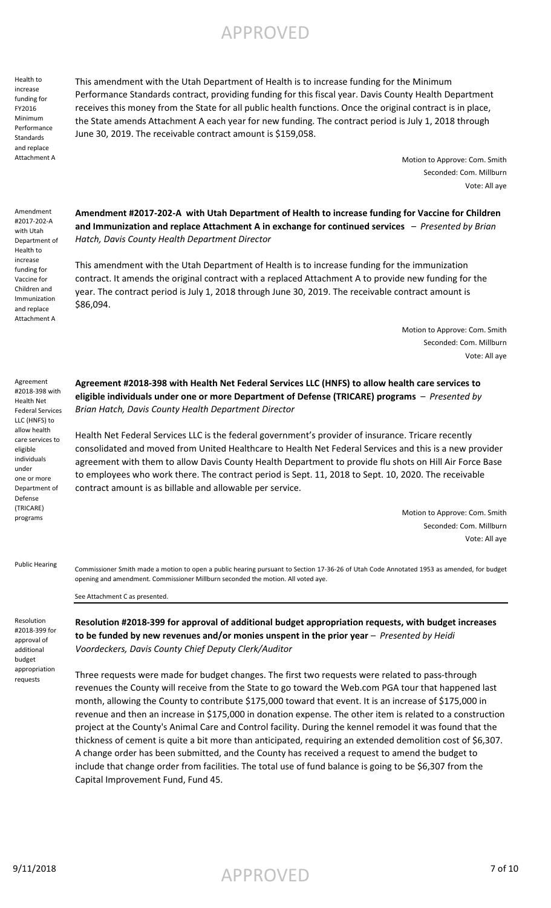APPROVED

Health to increase funding for FY2016 Minimum Performance Standards and replace Attachment A

This amendment with the Utah Department of Health is to increase funding for the Minimum Performance Standards contract, providing funding for this fiscal year. Davis County Health Department receives this money from the State for all public health functions. Once the original contract is in place, the State amends Attachment A each year for new funding. The contract period is July 1, 2018 through June 30, 2019. The receivable contract amount is $159,058.

Motion to Approve: Com. Smith
Seconded: Com. Millburn
Vote: All aye

Amendment #2017-202-A with Utah Department of Health to increase funding for Vaccine for Children and Immunization and replace Attachment A

**Amendment #2017-202-A with Utah Department of Health to increase funding for Vaccine for Children and Immunization and replace Attachment A in exchange for continued services** – *Presented by Brian Hatch, Davis County Health Department Director*

This amendment with the Utah Department of Health is to increase funding for the immunization contract. It amends the original contract with a replaced Attachment A to provide new funding for the year. The contract period is July 1, 2018 through June 30, 2019. The receivable contract amount is $86,094.

Motion to Approve: Com. Smith
Seconded: Com. Millburn
Vote: All aye

Agreement #2018-398 with Health Net Federal Services LLC (HNFS) to allow health care services to eligible individuals under one or more Department of Defense (TRICARE) programs

**Agreement #2018-398 with Health Net Federal Services LLC (HNFS) to allow health care services to eligible individuals under one or more Department of Defense (TRICARE) programs** – *Presented by Brian Hatch, Davis County Health Department Director*

Health Net Federal Services LLC is the federal government's provider of insurance. Tricare recently consolidated and moved from United Healthcare to Health Net Federal Services and this is a new provider agreement with them to allow Davis County Health Department to provide flu shots on Hill Air Force Base to employees who work there. The contract period is Sept. 11, 2018 to Sept. 10, 2020. The receivable contract amount is as billable and allowable per service.

Motion to Approve: Com. Smith
Seconded: Com. Millburn
Vote: All aye

Public Hearing

Commissioner Smith made a motion to open a public hearing pursuant to Section 17-36-26 of Utah Code Annotated 1953 as amended, for budget opening and amendment. Commissioner Millburn seconded the motion. All voted aye.

See Attachment C as presented.

Resolution #2018-399 for approval of additional budget appropriation requests

**Resolution #2018-399 for approval of additional budget appropriation requests, with budget increases to be funded by new revenues and/or monies unspent in the prior year** – *Presented by Heidi Voordeckers, Davis County Chief Deputy Clerk/Auditor*

Three requests were made for budget changes. The first two requests were related to pass-through revenues the County will receive from the State to go toward the Web.com PGA tour that happened last month, allowing the County to contribute $175,000 toward that event. It is an increase of $175,000 in revenue and then an increase in $175,000 in donation expense. The other item is related to a construction project at the County's Animal Care and Control facility. During the kennel remodel it was found that the thickness of cement is quite a bit more than anticipated, requiring an extended demolition cost of $6,307. A change order has been submitted, and the County has received a request to amend the budget to include that change order from facilities. The total use of fund balance is going to be $6,307 from the Capital Improvement Fund, Fund 45.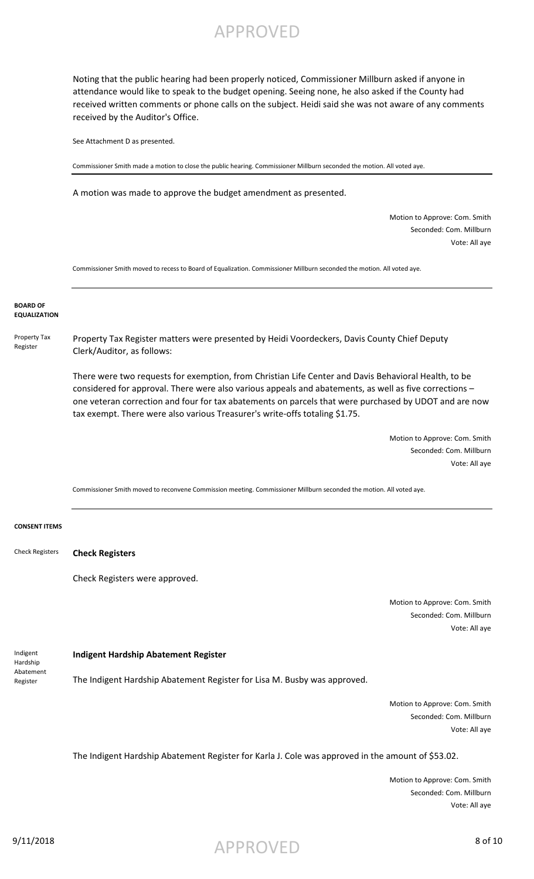Noting that the public hearing had been properly noticed, Commissioner Millburn asked if anyone in attendance would like to speak to the budget opening. Seeing none, he also asked if the County had received written comments or phone calls on the subject. Heidi said she was not aware of any comments received by the Auditor's Office.

See Attachment D as presented.

Commissioner Smith made a motion to close the public hearing. Commissioner Millburn seconded the motion. All voted aye.

---

A motion was made to approve the budget amendment as presented.

Motion to Approve: Com. Smith
Seconded: Com. Millburn
Vote: All aye

Commissioner Smith moved to recess to Board of Equalization. Commissioner Millburn seconded the motion. All voted aye.

---

**BOARD OF EQUALIZATION**

Property Tax Register

Property Tax Register matters were presented by Heidi Voordeckers, Davis County Chief Deputy Clerk/Auditor, as follows:

There were two requests for exemption, from Christian Life Center and Davis Behavioral Health, to be considered for approval. There were also various appeals and abatements, as well as five corrections – one veteran correction and four for tax abatements on parcels that were purchased by UDOT and are now tax exempt. There were also various Treasurer's write-offs totaling $1.75.

Motion to Approve: Com. Smith
Seconded: Com. Millburn
Vote: All aye

Commissioner Smith moved to reconvene Commission meeting. Commissioner Millburn seconded the motion. All voted aye.

---

**CONSENT ITEMS**

Check Registers

**Check Registers**

Check Registers were approved.

Motion to Approve: Com. Smith
Seconded: Com. Millburn
Vote: All aye

Indigent Hardship Abatement Register

**Indigent Hardship Abatement Register**

The Indigent Hardship Abatement Register for Lisa M. Busby was approved.

Motion to Approve: Com. Smith
Seconded: Com. Millburn
Vote: All aye

The Indigent Hardship Abatement Register for Karla J. Cole was approved in the amount of $53.02.

Motion to Approve: Com. Smith
Seconded: Com. Millburn
Vote: All aye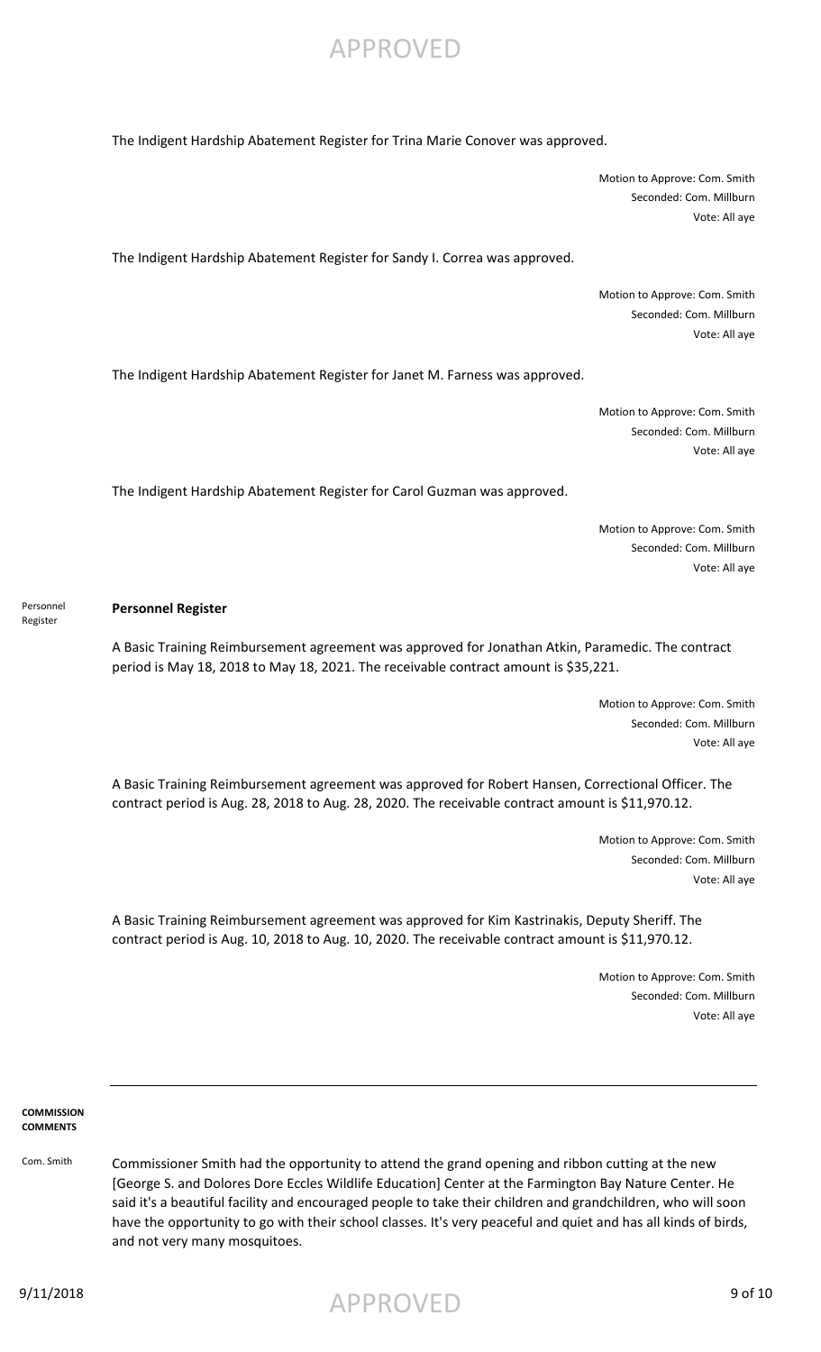The Indigent Hardship Abatement Register for Trina Marie Conover was approved.

Motion to Approve: Com. Smith
Seconded: Com. Millburn
Vote: All aye

The Indigent Hardship Abatement Register for Sandy I. Correa was approved.

Motion to Approve: Com. Smith
Seconded: Com. Millburn
Vote: All aye

The Indigent Hardship Abatement Register for Janet M. Farness was approved.

Motion to Approve: Com. Smith
Seconded: Com. Millburn
Vote: All aye

The Indigent Hardship Abatement Register for Carol Guzman was approved.

Motion to Approve: Com. Smith
Seconded: Com. Millburn
Vote: All aye

Personnel Register

**Personnel Register**

A Basic Training Reimbursement agreement was approved for Jonathan Atkin, Paramedic. The contract period is May 18, 2018 to May 18, 2021. The receivable contract amount is $35,221.

Motion to Approve: Com. Smith
Seconded: Com. Millburn
Vote: All aye

A Basic Training Reimbursement agreement was approved for Robert Hansen, Correctional Officer. The contract period is Aug. 28, 2018 to Aug. 28, 2020. The receivable contract amount is $11,970.12.

Motion to Approve: Com. Smith
Seconded: Com. Millburn
Vote: All aye

A Basic Training Reimbursement agreement was approved for Kim Kastrinakis, Deputy Sheriff. The contract period is Aug. 10, 2018 to Aug. 10, 2020. The receivable contract amount is $11,970.12.

Motion to Approve: Com. Smith
Seconded: Com. Millburn
Vote: All aye

---

**COMMISSION COMMENTS**

Com. Smith

Commissioner Smith had the opportunity to attend the grand opening and ribbon cutting at the new [George S. and Dolores Dore Eccles Wildlife Education] Center at the Farmington Bay Nature Center. He said it's a beautiful facility and encouraged people to take their children and grandchildren, who will soon have the opportunity to go with their school classes. It's very peaceful and quiet and has all kinds of birds, and not very many mosquitoes.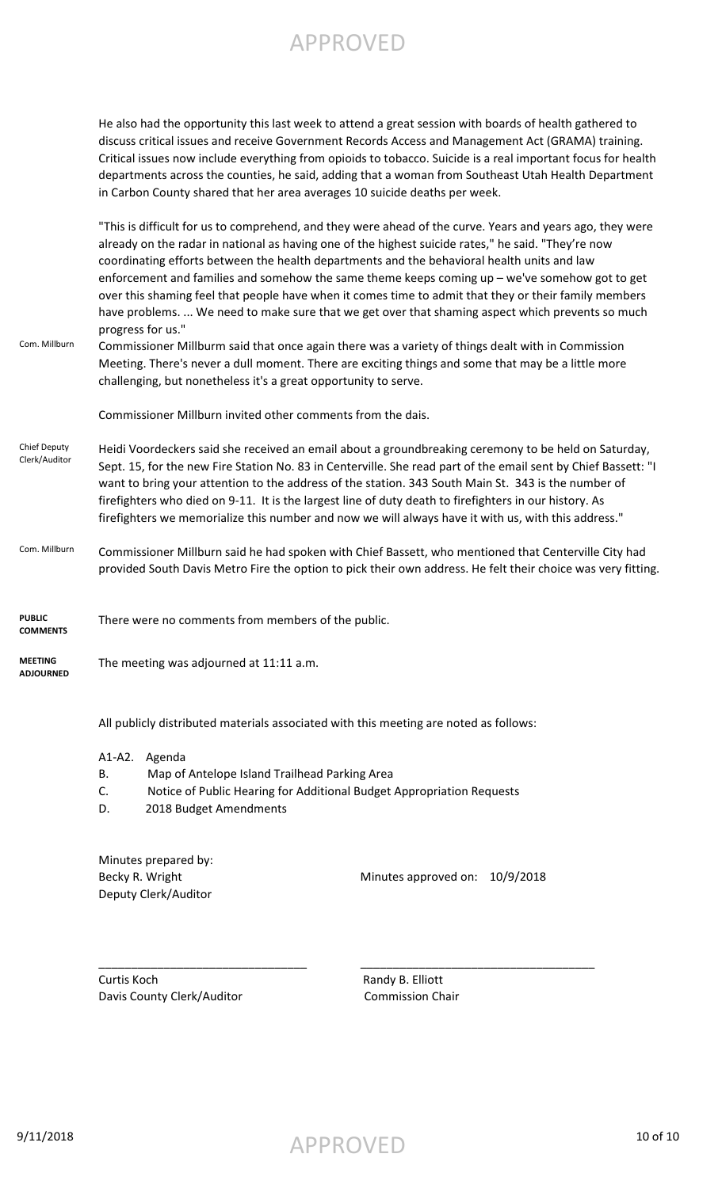He also had the opportunity this last week to attend a great session with boards of health gathered to discuss critical issues and receive Government Records Access and Management Act (GRAMA) training. Critical issues now include everything from opioids to tobacco. Suicide is a real important focus for health departments across the counties, he said, adding that a woman from Southeast Utah Health Department in Carbon County shared that her area averages 10 suicide deaths per week.

"This is difficult for us to comprehend, and they were ahead of the curve. Years and years ago, they were already on the radar in national as having one of the highest suicide rates," he said. "They're now coordinating efforts between the health departments and the behavioral health units and law enforcement and families and somehow the same theme keeps coming up – we've somehow got to get over this shaming feel that people have when it comes time to admit that they or their family members have problems. ... We need to make sure that we get over that shaming aspect which prevents so much progress for us."

Com. Millburn

Commissioner Millburn said that once again there was a variety of things dealt with in Commission Meeting. There's never a dull moment. There are exciting things and some that may be a little more challenging, but nonetheless it's a great opportunity to serve.

Commissioner Millburn invited other comments from the dais.

Chief Deputy Clerk/Auditor

Heidi Voordeckers said she received an email about a groundbreaking ceremony to be held on Saturday, Sept. 15, for the new Fire Station No. 83 in Centerville. She read part of the email sent by Chief Bassett: "I want to bring your attention to the address of the station. 343 South Main St. 343 is the number of firefighters who died on 9-11. It is the largest line of duty death to firefighters in our history. As firefighters we memorialize this number and now we will always have it with us, with this address."

Com. Millburn

Commissioner Millburn said he had spoken with Chief Bassett, who mentioned that Centerville City had provided South Davis Metro Fire the option to pick their own address. He felt their choice was very fitting.

**PUBLIC COMMENTS**

There were no comments from members of the public.

**MEETING ADJOURNED**

The meeting was adjourned at 11:11 a.m.

All publicly distributed materials associated with this meeting are noted as follows:

- A1-A2. Agenda
- B. Map of Antelope Island Trailhead Parking Area
- C. Notice of Public Hearing for Additional Budget Appropriation Requests
- D. 2018 Budget Amendments

Minutes prepared by:
Becky R. Wright
Deputy Clerk/Auditor

Minutes approved on: 10/9/2018

_______________________________
Curtis Koch
Davis County Clerk/Auditor

_______________________________
Randy B. Elliott
Commission Chair